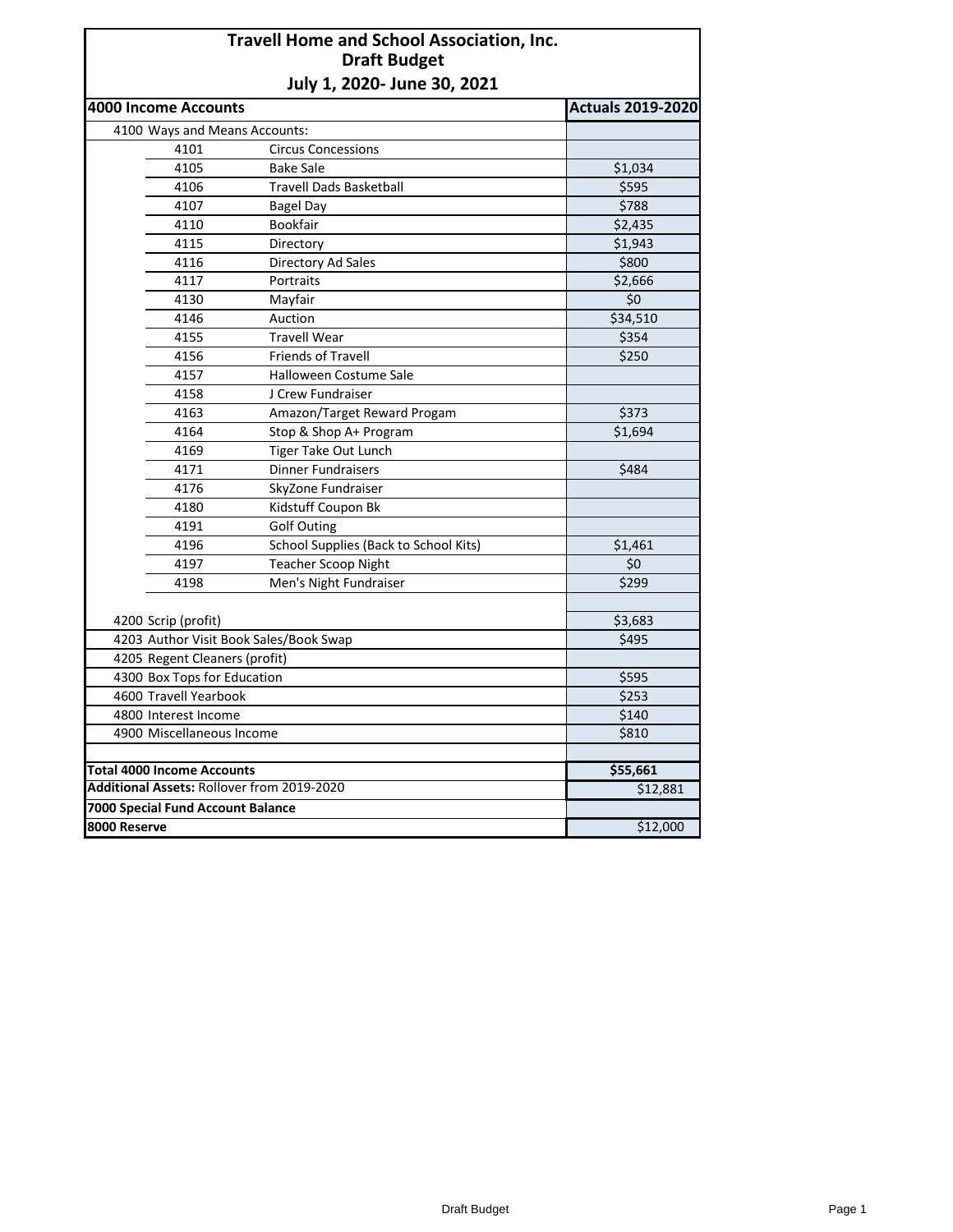# Travell Home and School Association, Inc.
## Draft Budget
### July 1, 2020- June 30, 2021

| **4000 Income Accounts** | | | **Actuals 2019-2020** |
|---|---|---|---|
| 4100 Ways and Means Accounts: | | | |
| | 4101 | Circus Concessions | |
| | 4105 | Bake Sale | $1,034 |
| | 4106 | Travell Dads Basketball | $595 |
| | 4107 | Bagel Day | $788 |
| | 4110 | Bookfair | $2,435 |
| | 4115 | Directory | $1,943 |
| | 4116 | Directory Ad Sales | $800 |
| | 4117 | Portraits | $2,666 |
| | 4130 | Mayfair | $0 |
| | 4146 | Auction | $34,510 |
| | 4155 | Travell Wear | $354 |
| | 4156 | Friends of Travell | $250 |
| | 4157 | Halloween Costume Sale | |
| | 4158 | J Crew Fundraiser | |
| | 4163 | Amazon/Target Reward Progam | $373 |
| | 4164 | Stop & Shop A+ Program | $1,694 |
| | 4169 | Tiger Take Out Lunch | |
| | 4171 | Dinner Fundraisers | $484 |
| | 4176 | SkyZone Fundraiser | |
| | 4180 | Kidstuff Coupon Bk | |
| | 4191 | Golf Outing | |
| | 4196 | School Supplies (Back to School Kits) | $1,461 |
| | 4197 | Teacher Scoop Night | $0 |
| | 4198 | Men's Night Fundraiser | $299 |
| | | | |
| 4200 Scrip (profit) | | | $3,683 |
| 4203 Author Visit Book Sales/Book Swap | | | $495 |
| 4205 Regent Cleaners (profit) | | | |
| 4300 Box Tops for Education | | | $595 |
| 4600 Travell Yearbook | | | $253 |
| 4800 Interest Income | | | $140 |
| 4900 Miscellaneous Income | | | $810 |
| | | | |
| **Total 4000 Income Accounts** | | | **$55,661** |
| **Additional Assets:** Rollover from 2019-2020 | | | $12,881 |
| **7000 Special Fund Account Balance** | | | |
| **8000 Reserve** | | | $12,000 |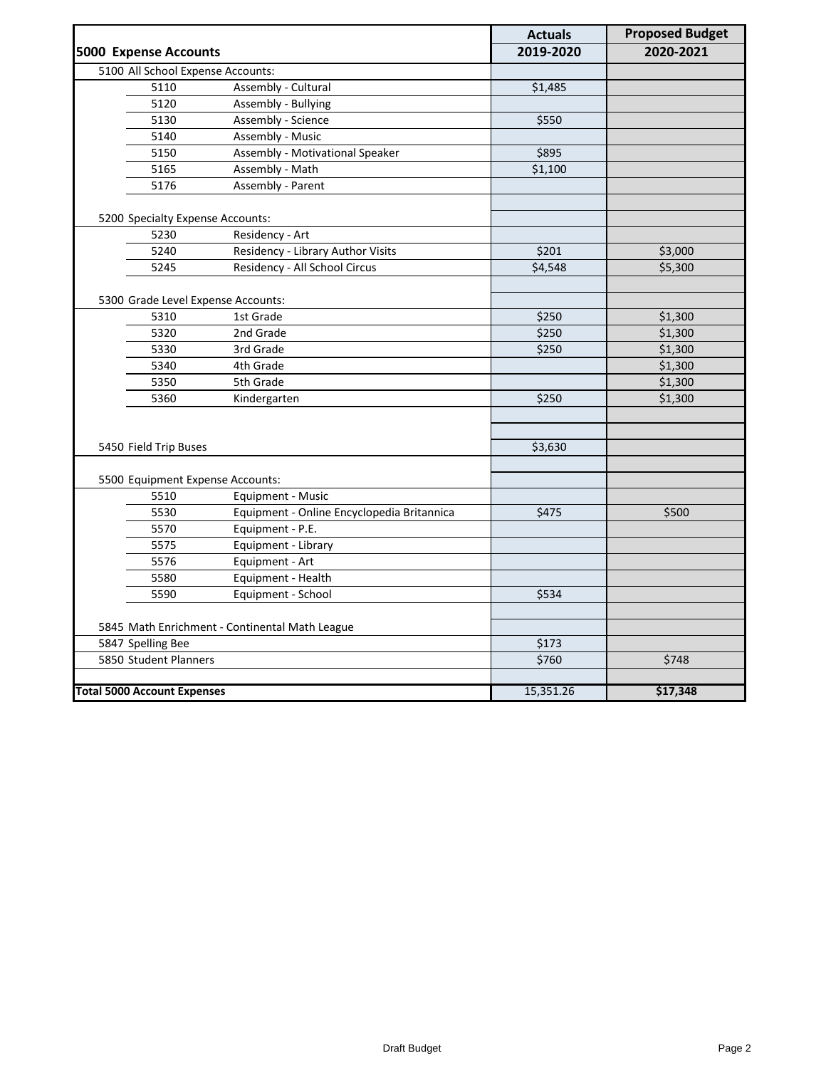| 5000 Expense Accounts | | Actuals 2019-2020 | Proposed Budget 2020-2021 |
|---|---|---|---|
| 5100 All School Expense Accounts: | | | |
| 5110 | Assembly - Cultural | $1,485 | |
| 5120 | Assembly - Bullying | | |
| 5130 | Assembly - Science | $550 | |
| 5140 | Assembly - Music | | |
| 5150 | Assembly - Motivational Speaker | $895 | |
| 5165 | Assembly - Math | $1,100 | |
| 5176 | Assembly - Parent | | |
| | | | |
| 5200 Specialty Expense Accounts: | | | |
| 5230 | Residency - Art | | |
| 5240 | Residency - Library Author Visits | $201 | $3,000 |
| 5245 | Residency - All School Circus | $4,548 | $5,300 |
| | | | |
| 5300 Grade Level Expense Accounts: | | | |
| 5310 | 1st Grade | $250 | $1,300 |
| 5320 | 2nd Grade | $250 | $1,300 |
| 5330 | 3rd Grade | $250 | $1,300 |
| 5340 | 4th Grade | | $1,300 |
| 5350 | 5th Grade | | $1,300 |
| 5360 | Kindergarten | $250 | $1,300 |
| | | | |
| | | | |
| 5450 Field Trip Buses | | $3,630 | |
| | | | |
| 5500 Equipment Expense Accounts: | | | |
| 5510 | Equipment - Music | | |
| 5530 | Equipment - Online Encyclopedia Britannica | $475 | $500 |
| 5570 | Equipment - P.E. | | |
| 5575 | Equipment - Library | | |
| 5576 | Equipment - Art | | |
| 5580 | Equipment - Health | | |
| 5590 | Equipment - School | $534 | |
| | | | |
| 5845 Math Enrichment - Continental Math League | | | |
| 5847 Spelling Bee | | $173 | |
| 5850 Student Planners | | $760 | $748 |
| | | | |
| **Total 5000 Account Expenses** | | 15,351.26 | **$17,348** |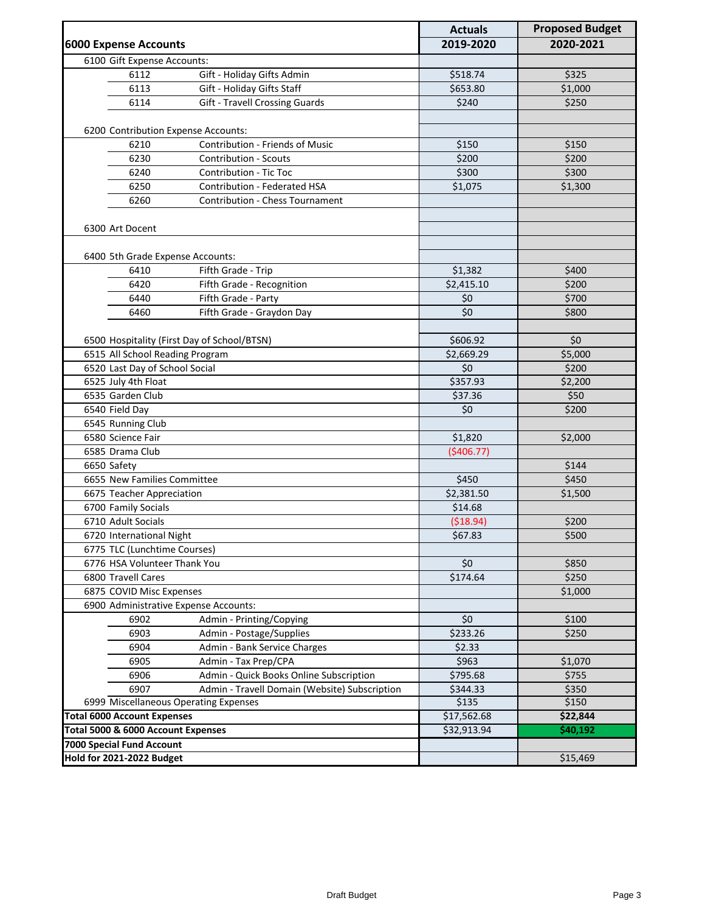| 6000 Expense Accounts | | | Actuals 2019-2020 | Proposed Budget 2020-2021 |
|---|---|---|---|---|
| 6100 Gift Expense Accounts: | | | | |
| | 6112 | Gift - Holiday Gifts Admin | $518.74 | $325 |
| | 6113 | Gift - Holiday Gifts Staff | $653.80 | $1,000 |
| | 6114 | Gift - Travell Crossing Guards | $240 | $250 |
| | | | | |
| 6200 Contribution Expense Accounts: | | | | |
| | 6210 | Contribution - Friends of Music | $150 | $150 |
| | 6230 | Contribution - Scouts | $200 | $200 |
| | 6240 | Contribution - Tic Toc | $300 | $300 |
| | 6250 | Contribution - Federated HSA | $1,075 | $1,300 |
| | 6260 | Contribution - Chess Tournament | | |
| | | | | |
| 6300 Art Docent | | | | |
| | | | | |
| 6400 5th Grade Expense Accounts: | | | | |
| | 6410 | Fifth Grade - Trip | $1,382 | $400 |
| | 6420 | Fifth Grade - Recognition | $2,415.10 | $200 |
| | 6440 | Fifth Grade - Party | $0 | $700 |
| | 6460 | Fifth Grade - Graydon Day | $0 | $800 |
| | | | | |
| 6500 Hospitality (First Day of School/BTSN) | | | $606.92 | $0 |
| 6515 All School Reading Program | | | $2,669.29 | $5,000 |
| 6520 Last Day of School Social | | | $0 | $200 |
| 6525 July 4th Float | | | $357.93 | $2,200 |
| 6535 Garden Club | | | $37.36 | $50 |
| 6540 Field Day | | | $0 | $200 |
| 6545 Running Club | | | | |
| 6580 Science Fair | | | $1,820 | $2,000 |
| 6585 Drama Club | | | ($406.77) | |
| 6650 Safety | | | | $144 |
| 6655 New Families Committee | | | $450 | $450 |
| 6675 Teacher Appreciation | | | $2,381.50 | $1,500 |
| 6700 Family Socials | | | $14.68 | |
| 6710 Adult Socials | | | ($18.94) | $200 |
| 6720 International Night | | | $67.83 | $500 |
| 6775 TLC (Lunchtime Courses) | | | | |
| 6776 HSA Volunteer Thank You | | | $0 | $850 |
| 6800 Travell Cares | | | $174.64 | $250 |
| 6875 COVID Misc Expenses | | | | $1,000 |
| 6900 Administrative Expense Accounts: | | | | |
| | 6902 | Admin - Printing/Copying | $0 | $100 |
| | 6903 | Admin - Postage/Supplies | $233.26 | $250 |
| | 6904 | Admin - Bank Service Charges | $2.33 | |
| | 6905 | Admin - Tax Prep/CPA | $963 | $1,070 |
| | 6906 | Admin - Quick Books Online Subscription | $795.68 | $755 |
| | 6907 | Admin - Travell Domain (Website) Subscription | $344.33 | $350 |
| 6999 Miscellaneous Operating Expenses | | | $135 | $150 |
| **Total 6000 Account Expenses** | | | $17,562.68 | **$22,844** |
| **Total 5000 & 6000 Account Expenses** | | | $32,913.94 | **$40,192** |
| **7000 Special Fund Account** | | | | |
| **Hold for 2021-2022 Budget** | | | | $15,469 |

Draft Budget